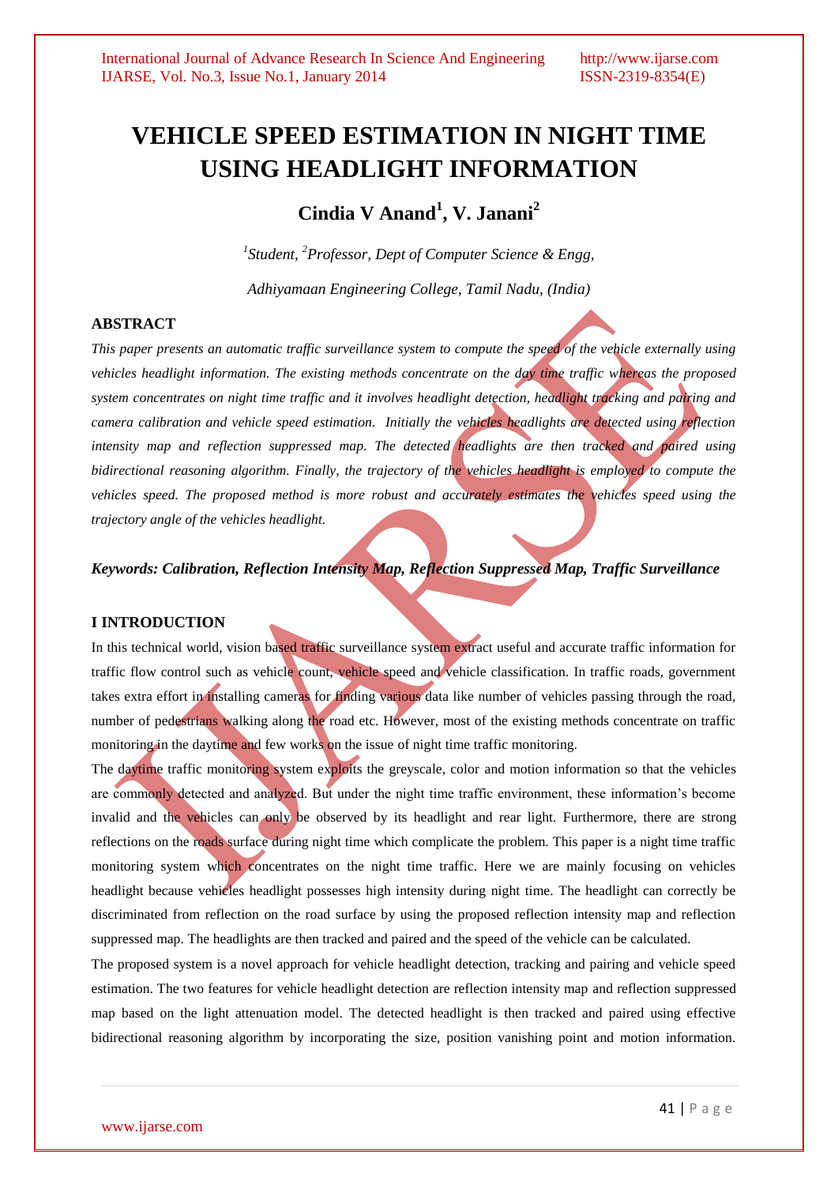# VEHICLE SPEED ESTIMATION IN NIGHT TIME USING HEADLIGHT INFORMATION

## Cindia V Anand[1], V. Janani[2]

*[1]Student, [2]Professor, Dept of Computer Science & Engg,*

*Adhiyamaan Engineering College, Tamil Nadu, (India)*

### ABSTRACT

*This paper presents an automatic traffic surveillance system to compute the speed of the vehicle externally using vehicles headlight information. The existing methods concentrate on the day time traffic whereas the proposed system concentrates on night time traffic and it involves headlight detection, headlight tracking and pairing and camera calibration and vehicle speed estimation. Initially the vehicles headlights are detected using reflection intensity map and reflection suppressed map. The detected headlights are then tracked and paired using bidirectional reasoning algorithm. Finally, the trajectory of the vehicles headlight is employed to compute the vehicles speed. The proposed method is more robust and accurately estimates the vehicles speed using the trajectory angle of the vehicles headlight.*

***Keywords: Calibration, Reflection Intensity Map, Reflection Suppressed Map, Traffic Surveillance***

### I INTRODUCTION

In this technical world, vision based traffic surveillance system extract useful and accurate traffic information for traffic flow control such as vehicle count, vehicle speed and vehicle classification. In traffic roads, government takes extra effort in installing cameras for finding various data like number of vehicles passing through the road, number of pedestrians walking along the road etc. However, most of the existing methods concentrate on traffic monitoring in the daytime and few works on the issue of night time traffic monitoring.

The daytime traffic monitoring system exploits the greyscale, color and motion information so that the vehicles are commonly detected and analyzed. But under the night time traffic environment, these information's become invalid and the vehicles can only be observed by its headlight and rear light. Furthermore, there are strong reflections on the roads surface during night time which complicate the problem. This paper is a night time traffic monitoring system which concentrates on the night time traffic. Here we are mainly focusing on vehicles headlight because vehicles headlight possesses high intensity during night time. The headlight can correctly be discriminated from reflection on the road surface by using the proposed reflection intensity map and reflection suppressed map. The headlights are then tracked and paired and the speed of the vehicle can be calculated.

The proposed system is a novel approach for vehicle headlight detection, tracking and pairing and vehicle speed estimation. The two features for vehicle headlight detection are reflection intensity map and reflection suppressed map based on the light attenuation model. The detected headlight is then tracked and paired using effective bidirectional reasoning algorithm by incorporating the size, position vanishing point and motion information.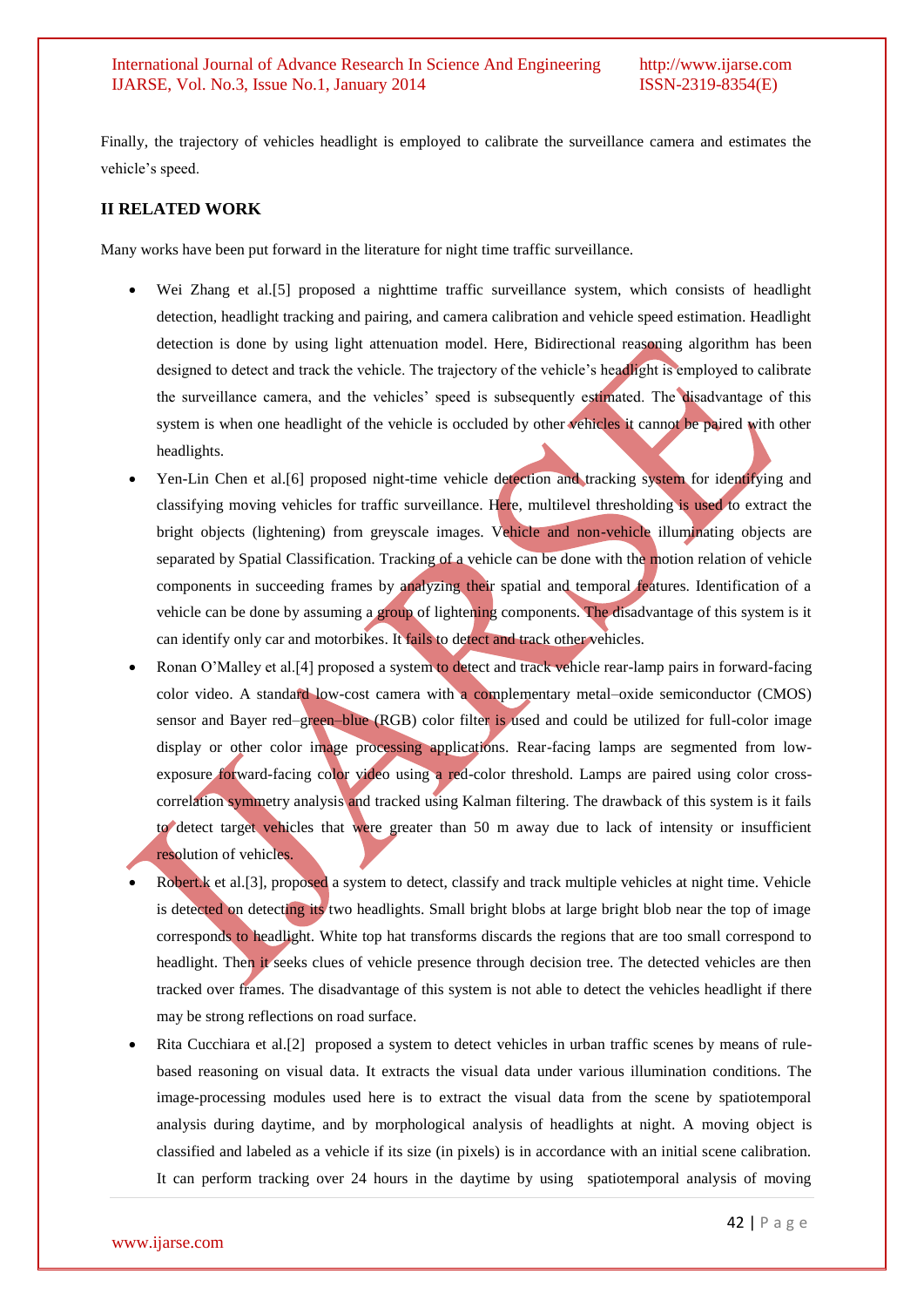Finally, the trajectory of vehicles headlight is employed to calibrate the surveillance camera and estimates the vehicle's speed.

## II RELATED WORK

Many works have been put forward in the literature for night time traffic surveillance.

- Wei Zhang et al.[5] proposed a nighttime traffic surveillance system, which consists of headlight detection, headlight tracking and pairing, and camera calibration and vehicle speed estimation. Headlight detection is done by using light attenuation model. Here, Bidirectional reasoning algorithm has been designed to detect and track the vehicle. The trajectory of the vehicle's headlight is employed to calibrate the surveillance camera, and the vehicles' speed is subsequently estimated. The disadvantage of this system is when one headlight of the vehicle is occluded by other vehicles it cannot be paired with other headlights.
- Yen-Lin Chen et al.[6] proposed night-time vehicle detection and tracking system for identifying and classifying moving vehicles for traffic surveillance. Here, multilevel thresholding is used to extract the bright objects (lightening) from greyscale images. Vehicle and non-vehicle illuminating objects are separated by Spatial Classification. Tracking of a vehicle can be done with the motion relation of vehicle components in succeeding frames by analyzing their spatial and temporal features. Identification of a vehicle can be done by assuming a group of lightening components. The disadvantage of this system is it can identify only car and motorbikes. It fails to detect and track other vehicles.
- Ronan O'Malley et al.[4] proposed a system to detect and track vehicle rear-lamp pairs in forward-facing color video. A standard low-cost camera with a complementary metal–oxide semiconductor (CMOS) sensor and Bayer red–green–blue (RGB) color filter is used and could be utilized for full-color image display or other color image processing applications. Rear-facing lamps are segmented from low-exposure forward-facing color video using a red-color threshold. Lamps are paired using color cross-correlation symmetry analysis and tracked using Kalman filtering. The drawback of this system is it fails to detect target vehicles that were greater than 50 m away due to lack of intensity or insufficient resolution of vehicles.
- Robert.k et al.[3], proposed a system to detect, classify and track multiple vehicles at night time. Vehicle is detected on detecting its two headlights. Small bright blobs at large bright blob near the top of image corresponds to headlight. White top hat transforms discards the regions that are too small correspond to headlight. Then it seeks clues of vehicle presence through decision tree. The detected vehicles are then tracked over frames. The disadvantage of this system is not able to detect the vehicles headlight if there may be strong reflections on road surface.
- Rita Cucchiara et al.[2] proposed a system to detect vehicles in urban traffic scenes by means of rule-based reasoning on visual data. It extracts the visual data under various illumination conditions. The image-processing modules used here is to extract the visual data from the scene by spatiotemporal analysis during daytime, and by morphological analysis of headlights at night. A moving object is classified and labeled as a vehicle if its size (in pixels) is in accordance with an initial scene calibration. It can perform tracking over 24 hours in the daytime by using spatiotemporal analysis of moving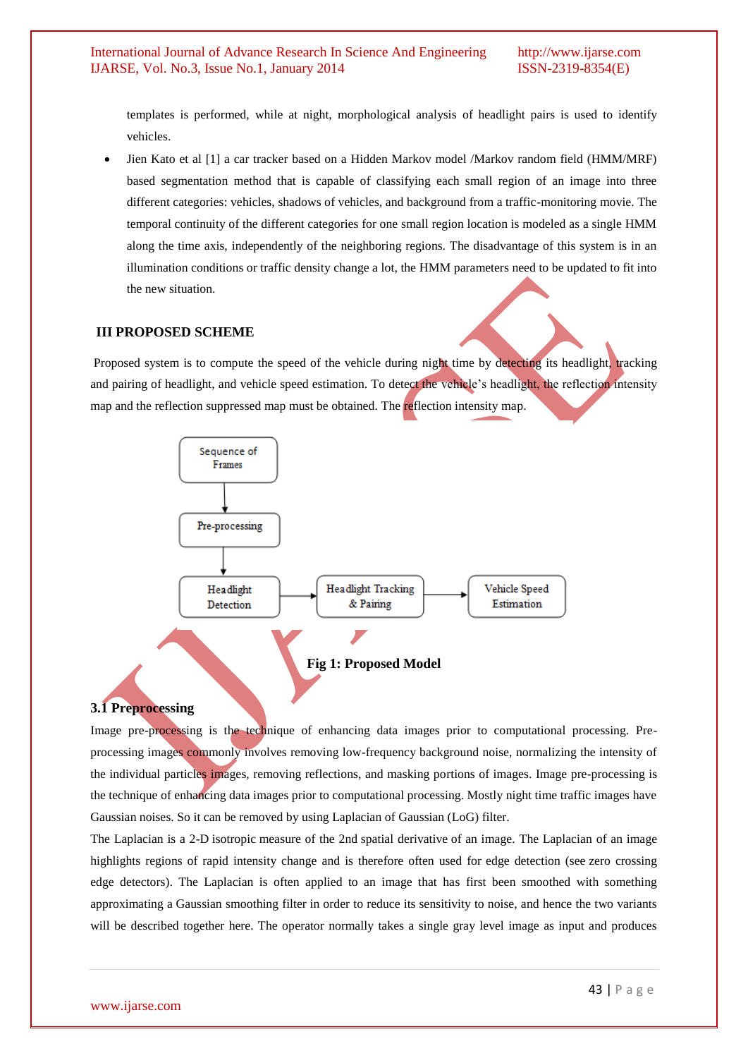templates is performed, while at night, morphological analysis of headlight pairs is used to identify vehicles.

- Jien Kato et al [1] a car tracker based on a Hidden Markov model /Markov random field (HMM/MRF) based segmentation method that is capable of classifying each small region of an image into three different categories: vehicles, shadows of vehicles, and background from a traffic-monitoring movie. The temporal continuity of the different categories for one small region location is modeled as a single HMM along the time axis, independently of the neighboring regions. The disadvantage of this system is in an illumination conditions or traffic density change a lot, the HMM parameters need to be updated to fit into the new situation.

## III PROPOSED SCHEME

Proposed system is to compute the speed of the vehicle during night time by detecting its headlight, tracking and pairing of headlight, and vehicle speed estimation. To detect the vehicle's headlight, the reflection intensity map and the reflection suppressed map must be obtained. The reflection intensity map.

Sequence of Frames → Pre-processing → Headlight Detection → Headlight Tracking & Pairing → Vehicle Speed Estimation

**Fig 1: Proposed Model**

### 3.1 Preprocessing

Image pre-processing is the technique of enhancing data images prior to computational processing. Pre-processing images commonly involves removing low-frequency background noise, normalizing the intensity of the individual particles images, removing reflections, and masking portions of images. Image pre-processing is the technique of enhancing data images prior to computational processing. Mostly night time traffic images have Gaussian noises. So it can be removed by using Laplacian of Gaussian (LoG) filter.

The Laplacian is a 2-D isotropic measure of the 2nd spatial derivative of an image. The Laplacian of an image highlights regions of rapid intensity change and is therefore often used for edge detection (see zero crossing edge detectors). The Laplacian is often applied to an image that has first been smoothed with something approximating a Gaussian smoothing filter in order to reduce its sensitivity to noise, and hence the two variants will be described together here. The operator normally takes a single gray level image as input and produces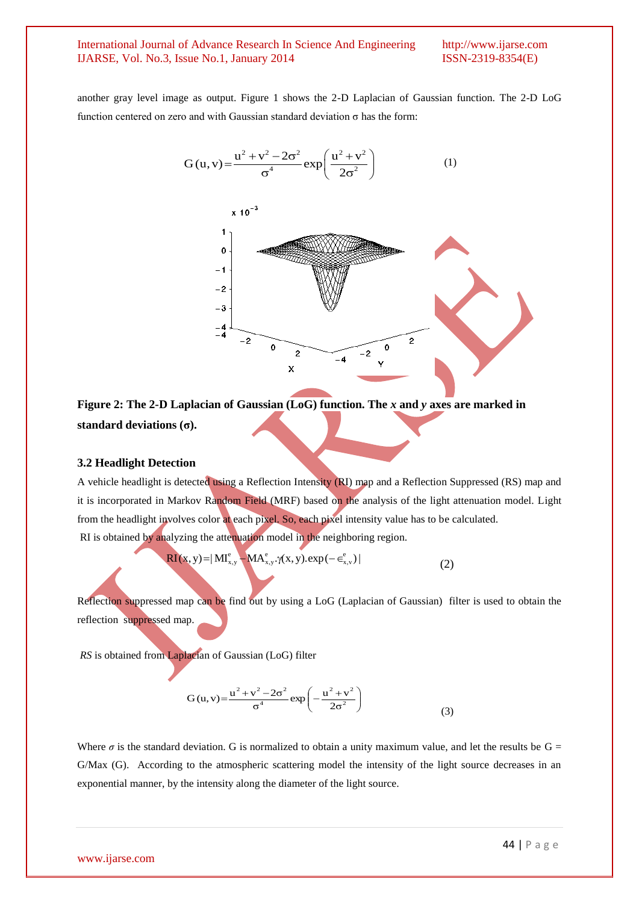another gray level image as output. Figure 1 shows the 2-D Laplacian of Gaussian function. The 2-D LoG function centered on zero and with Gaussian standard deviation σ has the form:

$$G(u,v) = \frac{u^2+v^2-2\sigma^2}{\sigma^4} \exp\left(\frac{u^2+v^2}{2\sigma^2}\right) \quad (1)$$

**Figure 2: The 2-D Laplacian of Gaussian (LoG) function. The *x* and *y* axes are marked in standard deviations (σ).**

### 3.2 Headlight Detection

A vehicle headlight is detected using a Reflection Intensity (RI) map and a Reflection Suppressed (RS) map and it is incorporated in Markov Random Field (MRF) based on the analysis of the light attenuation model. Light from the headlight involves color at each pixel. So, each pixel intensity value has to be calculated.

RI is obtained by analyzing the attenuation model in the neighboring region.

$$RI(x,y) = | MI^{e}_{x,y} - MA^{e}_{x,y}.\gamma(x,y).\exp(-\in^{e}_{x,y}) | \quad (2)$$

Reflection suppressed map can be find out by using a LoG (Laplacian of Gaussian) filter is used to obtain the reflection suppressed map.

*RS* is obtained from Laplacian of Gaussian (LoG) filter

$$G(u,v) = \frac{u^2+v^2-2\sigma^2}{\sigma^4} \exp\left(-\frac{u^2+v^2}{2\sigma^2}\right) \quad (3)$$

Where $\sigma$ is the standard deviation. G is normalized to obtain a unity maximum value, and let the results be G = G/Max (G). According to the atmospheric scattering model the intensity of the light source decreases in an exponential manner, by the intensity along the diameter of the light source.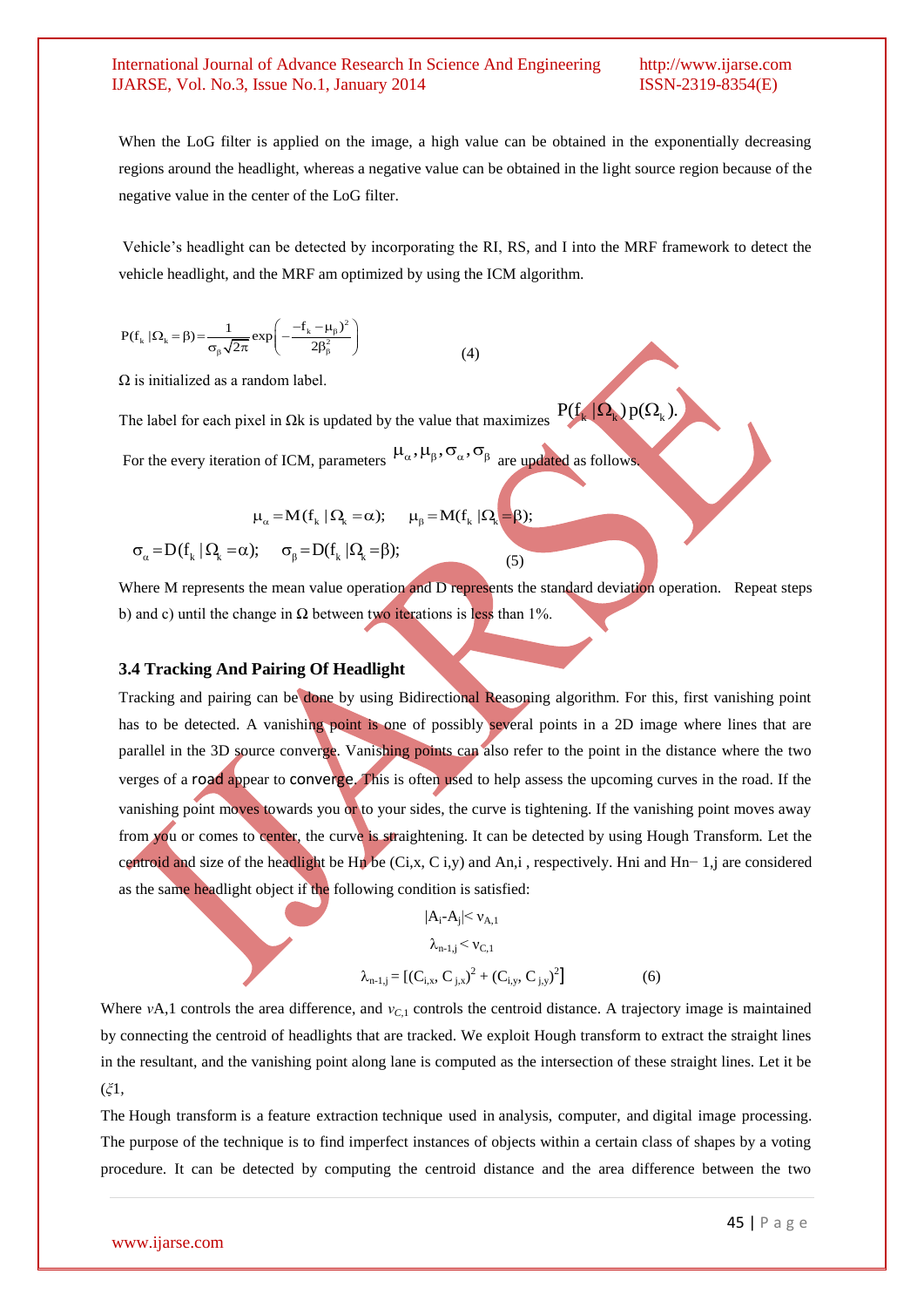When the LoG filter is applied on the image, a high value can be obtained in the exponentially decreasing regions around the headlight, whereas a negative value can be obtained in the light source region because of the negative value in the center of the LoG filter.

Vehicle's headlight can be detected by incorporating the RI, RS, and I into the MRF framework to detect the vehicle headlight, and the MRF am optimized by using the ICM algorithm.

$$P(f_k \mid \Omega_k = \beta) = \frac{1}{\sigma_\beta \sqrt{2\pi}} \exp\left(-\frac{-f_k - \mu_\beta)^2}{2\beta_\beta^2}\right) \quad (4)$$

$\Omega$ is initialized as a random label.

The label for each pixel in $\Omega$k is updated by the value that maximizes $P(f_k \mid \Omega_k)\, p(\Omega_k)$.

For the every iteration of ICM, parameters $\mu_\alpha, \mu_\beta, \sigma_\alpha, \sigma_\beta$ are updated as follows.

$$\mu_\alpha = M(f_k \mid \Omega_k = \alpha); \quad \mu_\beta = M(f_k \mid \Omega_k = \beta);$$

$$\sigma_\alpha = D(f_k \mid \Omega_k = \alpha); \quad \sigma_\beta = D(f_k \mid \Omega_k = \beta); \quad (5)$$

Where M represents the mean value operation and D represents the standard deviation operation. Repeat steps b) and c) until the change in $\Omega$ between two iterations is less than 1%.

### 3.4 Tracking And Pairing Of Headlight

Tracking and pairing can be done by using Bidirectional Reasoning algorithm. For this, first vanishing point has to be detected. A vanishing point is one of possibly several points in a 2D image where lines that are parallel in the 3D source converge. Vanishing points can also refer to the point in the distance where the two verges of a road appear to converge. This is often used to help assess the upcoming curves in the road. If the vanishing point moves towards you or to your sides, the curve is tightening. If the vanishing point moves away from you or comes to center, the curve is straightening. It can be detected by using Hough Transform. Let the centroid and size of the headlight be Hn be (Ci,x, C i,y) and An,i , respectively. Hni and Hn− 1,j are considered as the same headlight object if the following condition is satisfied:

$$|A_i - A_j| < v_{A,1}$$

$$\lambda_{n-1,j} < v_{C,1}$$

$$\lambda_{n-1,j} = [(C_{i,x}, C_{j,x})^2 + (C_{i,y}, C_{j,y})^2] \quad (6)$$

Where $v$A,1 controls the area difference, and $v_{C,1}$ controls the centroid distance. A trajectory image is maintained by connecting the centroid of headlights that are tracked. We exploit Hough transform to extract the straight lines in the resultant, and the vanishing point along lane is computed as the intersection of these straight lines. Let it be ($\xi$1,

The Hough transform is a feature extraction technique used in analysis, computer, and digital image processing. The purpose of the technique is to find imperfect instances of objects within a certain class of shapes by a voting procedure. It can be detected by computing the centroid distance and the area difference between the two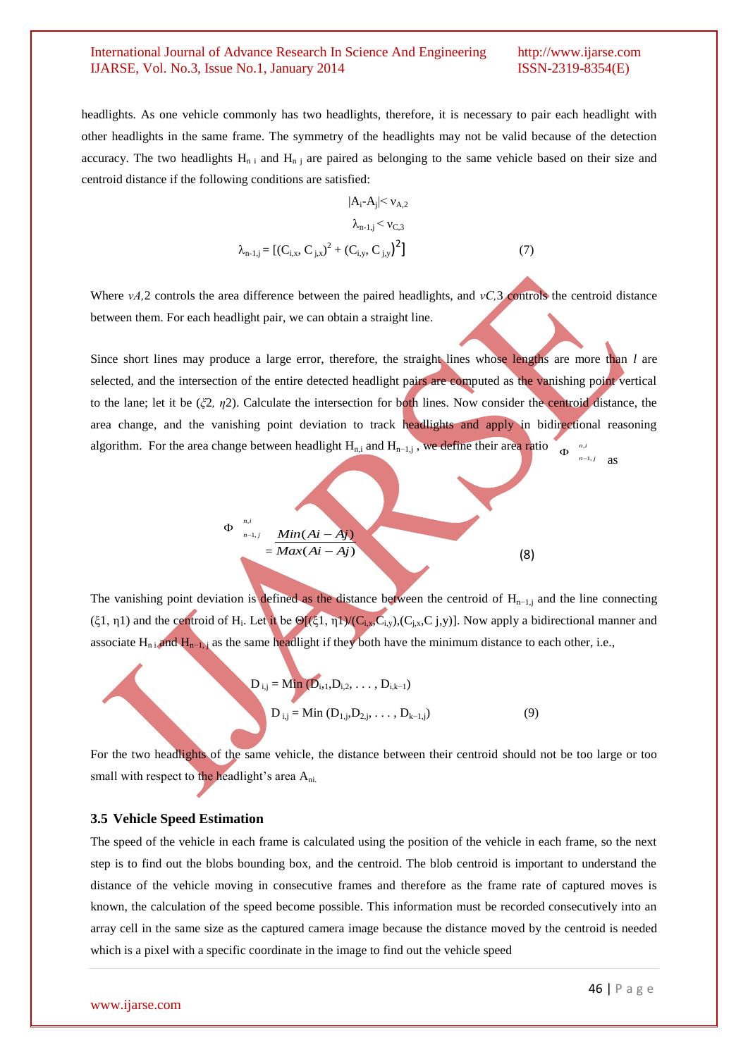headlights. As one vehicle commonly has two headlights, therefore, it is necessary to pair each headlight with other headlights in the same frame. The symmetry of the headlights may not be valid because of the detection accuracy. The two headlights $H_{n\,i}$ and $H_{n\,j}$ are paired as belonging to the same vehicle based on their size and centroid distance if the following conditions are satisfied:

$$|A_i\text{-}A_j| < \nu_{A,2}$$

$$\lambda_{n\text{-}1,j} < \nu_{C,3}$$

$$\lambda_{n\text{-}1,j} = [(C_{i,x}, C_{j,x})^2 + (C_{i,y}, C_{j,y})^2] \quad (7)$$

Where $\nu A,2$ controls the area difference between the paired headlights, and $\nu C,3$ controls the centroid distance between them. For each headlight pair, we can obtain a straight line.

Since short lines may produce a large error, therefore, the straight lines whose lengths are more than $l$ are selected, and the intersection of the entire detected headlight pairs are computed as the vanishing point vertical to the lane; let it be ($\xi 2$, $\eta 2$). Calculate the intersection for both lines. Now consider the centroid distance, the area change, and the vanishing point deviation to track headlights and apply in bidirectional reasoning algorithm. For the area change between headlight $H_{n,i}$ and $H_{n-1,j}$, we define their area ratio $\Phi^{n,i}_{n-1,j}$ as

$$\Phi^{n,i}_{n-1,j} = \frac{Min(Ai - Aj)}{Max(Ai - Aj)} \quad (8)$$

The vanishing point deviation is defined as the distance between the centroid of $H_{n-1,j}$ and the line connecting ($\xi 1$, $\eta 1$) and the centroid of $H_i$. Let it be $\Theta[(\xi 1, \eta 1)/(C_{i,x},C_{i,y}),(C_{j,x},C\ j,y)]$. Now apply a bidirectional manner and associate $H_{n\,i}$ and $H_{n-1,\,j}$ as the same headlight if they both have the minimum distance to each other, i.e.,

$$D_{i,j} = \text{Min}\,(D_{i,1},D_{i,2}, \ldots, D_{i,k-1})$$

$$D_{i,j} = \text{Min}\,(D_{1,j},D_{2,j}, \ldots, D_{k-1,j}) \quad (9)$$

For the two headlights of the same vehicle, the distance between their centroid should not be too large or too small with respect to the headlight's area $A_{ni.}$

### 3.5 Vehicle Speed Estimation

The speed of the vehicle in each frame is calculated using the position of the vehicle in each frame, so the next step is to find out the blobs bounding box, and the centroid. The blob centroid is important to understand the distance of the vehicle moving in consecutive frames and therefore as the frame rate of captured moves is known, the calculation of the speed become possible. This information must be recorded consecutively into an array cell in the same size as the captured camera image because the distance moved by the centroid is needed which is a pixel with a specific coordinate in the image to find out the vehicle speed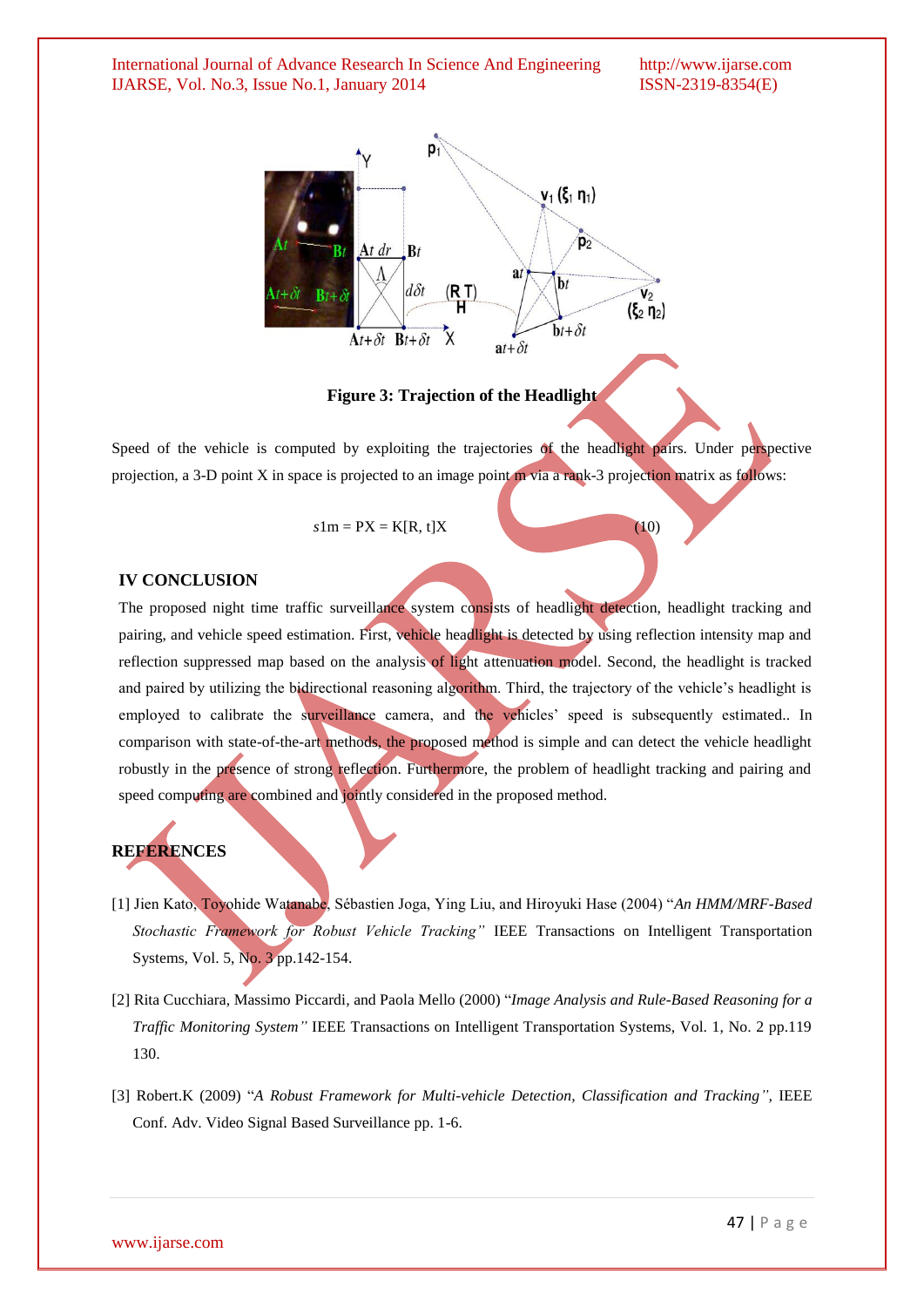**Figure 3: Trajection of the Headlight**

Speed of the vehicle is computed by exploiting the trajectories of the headlight pairs. Under perspective projection, a 3-D point X in space is projected to an image point m via a rank-3 projection matrix as follows:

$$s1\text{m} = \text{PX} = \text{K}[\text{R}, \text{t}]\text{X} \qquad (10)$$

## IV CONCLUSION

The proposed night time traffic surveillance system consists of headlight detection, headlight tracking and pairing, and vehicle speed estimation. First, vehicle headlight is detected by using reflection intensity map and reflection suppressed map based on the analysis of light attenuation model. Second, the headlight is tracked and paired by utilizing the bidirectional reasoning algorithm. Third, the trajectory of the vehicle's headlight is employed to calibrate the surveillance camera, and the vehicles' speed is subsequently estimated.. In comparison with state-of-the-art methods, the proposed method is simple and can detect the vehicle headlight robustly in the presence of strong reflection. Furthermore, the problem of headlight tracking and pairing and speed computing are combined and jointly considered in the proposed method.

## REFERENCES

[1] Jien Kato, Toyohide Watanabe, Sébastien Joga, Ying Liu, and Hiroyuki Hase (2004) "*An HMM/MRF-Based Stochastic Framework for Robust Vehicle Tracking"* IEEE Transactions on Intelligent Transportation Systems, Vol. 5, No. 3 pp.142-154.

[2] Rita Cucchiara, Massimo Piccardi, and Paola Mello (2000) "*Image Analysis and Rule-Based Reasoning for a Traffic Monitoring System"* IEEE Transactions on Intelligent Transportation Systems, Vol. 1, No. 2 pp.119 130.

[3] Robert.K (2009) "*A Robust Framework for Multi-vehicle Detection, Classification and Tracking"*, IEEE Conf. Adv. Video Signal Based Surveillance pp. 1-6.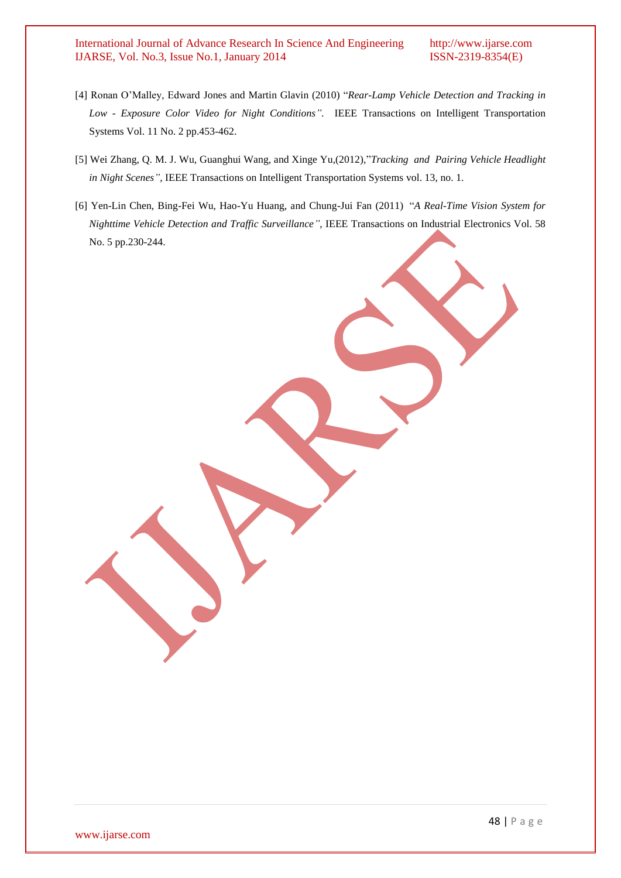[4] Ronan O'Malley, Edward Jones and Martin Glavin (2010) "*Rear-Lamp Vehicle Detection and Tracking in Low - Exposure Color Video for Night Conditions"*. IEEE Transactions on Intelligent Transportation Systems Vol. 11 No. 2 pp.453-462.

[5] Wei Zhang, Q. M. J. Wu, Guanghui Wang, and Xinge Yu,(2012),"*Tracking and Pairing Vehicle Headlight in Night Scenes"*, IEEE Transactions on Intelligent Transportation Systems vol. 13, no. 1.

[6] Yen-Lin Chen, Bing-Fei Wu, Hao-Yu Huang, and Chung-Jui Fan (2011) "*A Real-Time Vision System for Nighttime Vehicle Detection and Traffic Surveillance"*, IEEE Transactions on Industrial Electronics Vol. 58 No. 5 pp.230-244.